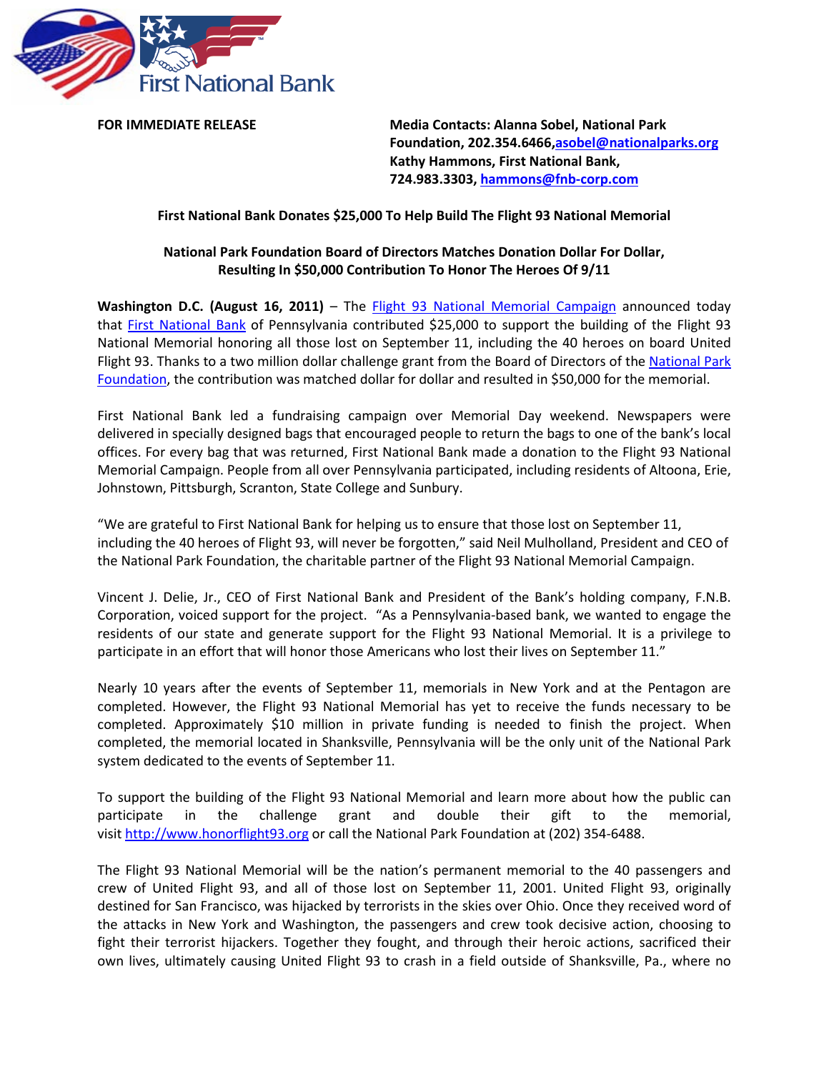First National Bank

**FOR IMMEDIATE RELEASE**

**Media Contacts: Alanna Sobel, National Park Foundation, 202.354.6466, asobel@nationalparks.org**
**Kathy Hammons, First National Bank, 724.983.3303, hammons@fnb-corp.com**

## First National Bank Donates $25,000 To Help Build The Flight 93 National Memorial

### National Park Foundation Board of Directors Matches Donation Dollar For Dollar, Resulting In $50,000 Contribution To Honor The Heroes Of 9/11

**Washington D.C. (August 16, 2011)** – The Flight 93 National Memorial Campaign announced today that First National Bank of Pennsylvania contributed $25,000 to support the building of the Flight 93 National Memorial honoring all those lost on September 11, including the 40 heroes on board United Flight 93. Thanks to a two million dollar challenge grant from the Board of Directors of the National Park Foundation, the contribution was matched dollar for dollar and resulted in $50,000 for the memorial.

First National Bank led a fundraising campaign over Memorial Day weekend. Newspapers were delivered in specially designed bags that encouraged people to return the bags to one of the bank's local offices. For every bag that was returned, First National Bank made a donation to the Flight 93 National Memorial Campaign. People from all over Pennsylvania participated, including residents of Altoona, Erie, Johnstown, Pittsburgh, Scranton, State College and Sunbury.

"We are grateful to First National Bank for helping us to ensure that those lost on September 11, including the 40 heroes of Flight 93, will never be forgotten," said Neil Mulholland, President and CEO of the National Park Foundation, the charitable partner of the Flight 93 National Memorial Campaign.

Vincent J. Delie, Jr., CEO of First National Bank and President of the Bank's holding company, F.N.B. Corporation, voiced support for the project. "As a Pennsylvania-based bank, we wanted to engage the residents of our state and generate support for the Flight 93 National Memorial. It is a privilege to participate in an effort that will honor those Americans who lost their lives on September 11."

Nearly 10 years after the events of September 11, memorials in New York and at the Pentagon are completed. However, the Flight 93 National Memorial has yet to receive the funds necessary to be completed. Approximately $10 million in private funding is needed to finish the project. When completed, the memorial located in Shanksville, Pennsylvania will be the only unit of the National Park system dedicated to the events of September 11.

To support the building of the Flight 93 National Memorial and learn more about how the public can participate in the challenge grant and double their gift to the memorial, visit http://www.honorflight93.org or call the National Park Foundation at (202) 354-6488.

The Flight 93 National Memorial will be the nation's permanent memorial to the 40 passengers and crew of United Flight 93, and all of those lost on September 11, 2001. United Flight 93, originally destined for San Francisco, was hijacked by terrorists in the skies over Ohio. Once they received word of the attacks in New York and Washington, the passengers and crew took decisive action, choosing to fight their terrorist hijackers. Together they fought, and through their heroic actions, sacrificed their own lives, ultimately causing United Flight 93 to crash in a field outside of Shanksville, Pa., where no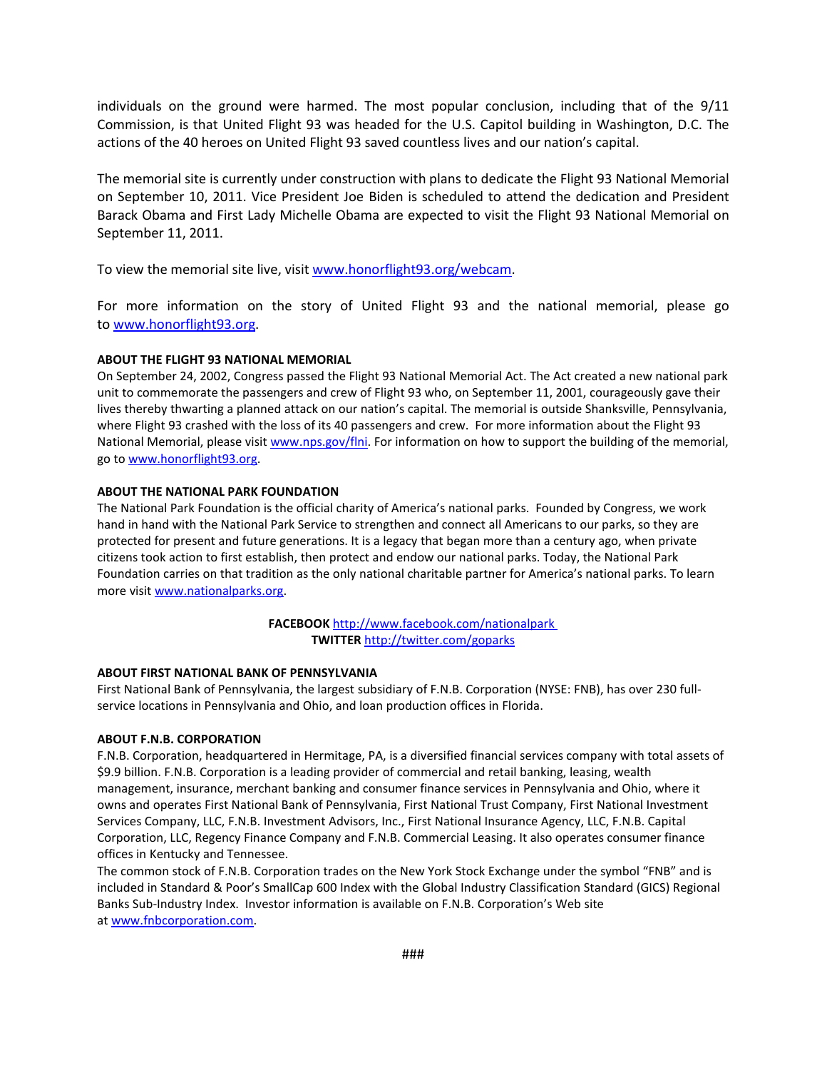individuals on the ground were harmed. The most popular conclusion, including that of the 9/11 Commission, is that United Flight 93 was headed for the U.S. Capitol building in Washington, D.C. The actions of the 40 heroes on United Flight 93 saved countless lives and our nation's capital.

The memorial site is currently under construction with plans to dedicate the Flight 93 National Memorial on September 10, 2011. Vice President Joe Biden is scheduled to attend the dedication and President Barack Obama and First Lady Michelle Obama are expected to visit the Flight 93 National Memorial on September 11, 2011.

To view the memorial site live, visit www.honorflight93.org/webcam.

For more information on the story of United Flight 93 and the national memorial, please go to www.honorflight93.org.

**ABOUT THE FLIGHT 93 NATIONAL MEMORIAL**

On September 24, 2002, Congress passed the Flight 93 National Memorial Act. The Act created a new national park unit to commemorate the passengers and crew of Flight 93 who, on September 11, 2001, courageously gave their lives thereby thwarting a planned attack on our nation's capital. The memorial is outside Shanksville, Pennsylvania, where Flight 93 crashed with the loss of its 40 passengers and crew. For more information about the Flight 93 National Memorial, please visit www.nps.gov/flni. For information on how to support the building of the memorial, go to www.honorflight93.org.

**ABOUT THE NATIONAL PARK FOUNDATION**

The National Park Foundation is the official charity of America's national parks. Founded by Congress, we work hand in hand with the National Park Service to strengthen and connect all Americans to our parks, so they are protected for present and future generations. It is a legacy that began more than a century ago, when private citizens took action to first establish, then protect and endow our national parks. Today, the National Park Foundation carries on that tradition as the only national charitable partner for America's national parks. To learn more visit www.nationalparks.org.

**FACEBOOK** http://www.facebook.com/nationalpark
**TWITTER** http://twitter.com/goparks

**ABOUT FIRST NATIONAL BANK OF PENNSYLVANIA**

First National Bank of Pennsylvania, the largest subsidiary of F.N.B. Corporation (NYSE: FNB), has over 230 full-service locations in Pennsylvania and Ohio, and loan production offices in Florida.

**ABOUT F.N.B. CORPORATION**

F.N.B. Corporation, headquartered in Hermitage, PA, is a diversified financial services company with total assets of $9.9 billion. F.N.B. Corporation is a leading provider of commercial and retail banking, leasing, wealth management, insurance, merchant banking and consumer finance services in Pennsylvania and Ohio, where it owns and operates First National Bank of Pennsylvania, First National Trust Company, First National Investment Services Company, LLC, F.N.B. Investment Advisors, Inc., First National Insurance Agency, LLC, F.N.B. Capital Corporation, LLC, Regency Finance Company and F.N.B. Commercial Leasing. It also operates consumer finance offices in Kentucky and Tennessee.

The common stock of F.N.B. Corporation trades on the New York Stock Exchange under the symbol "FNB" and is included in Standard & Poor's SmallCap 600 Index with the Global Industry Classification Standard (GICS) Regional Banks Sub-Industry Index. Investor information is available on F.N.B. Corporation's Web site at www.fnbcorporation.com.

###